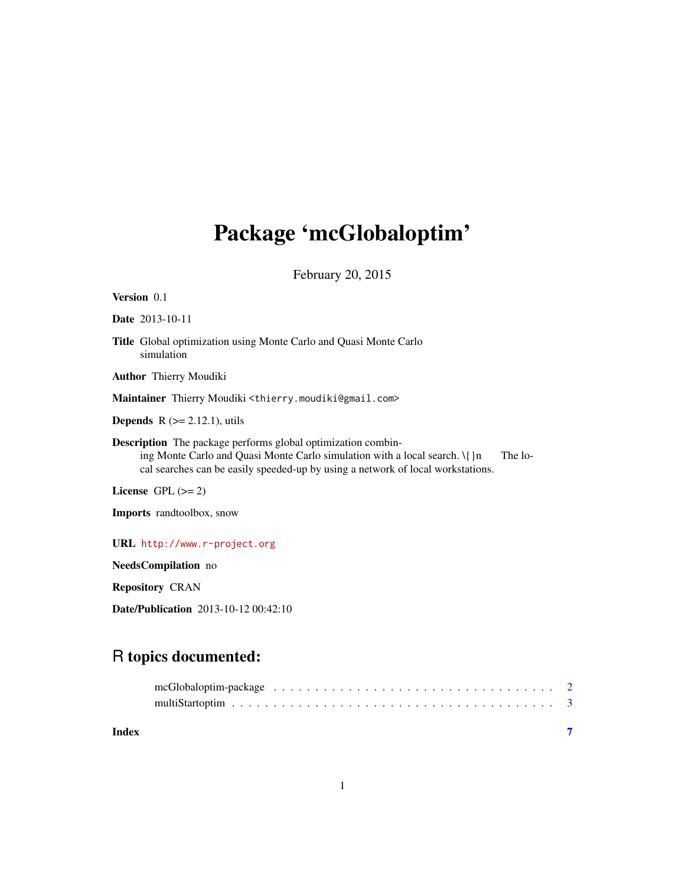# Package 'mcGlobaloptim'

February 20, 2015

**Version** 0.1

**Date** 2013-10-11

**Title** Global optimization using Monte Carlo and Quasi Monte Carlo simulation

**Author** Thierry Moudiki

**Maintainer** Thierry Moudiki <thierry.moudiki@gmail.com>

**Depends** R (>= 2.12.1), utils

**Description** The package performs global optimization combining Monte Carlo and Quasi Monte Carlo simulation with a local search. \{}n The local searches can be easily speeded-up by using a network of local workstations.

**License** GPL (>= 2)

**Imports** randtoolbox, snow

**URL** http://www.r-project.org

**NeedsCompilation** no

**Repository** CRAN

**Date/Publication** 2013-10-12 00:42:10

## R topics documented:

| | |
|---|---|
| mcGlobaloptim-package | 2 |
| multiStartoptim | 3 |
| **Index** | **7** |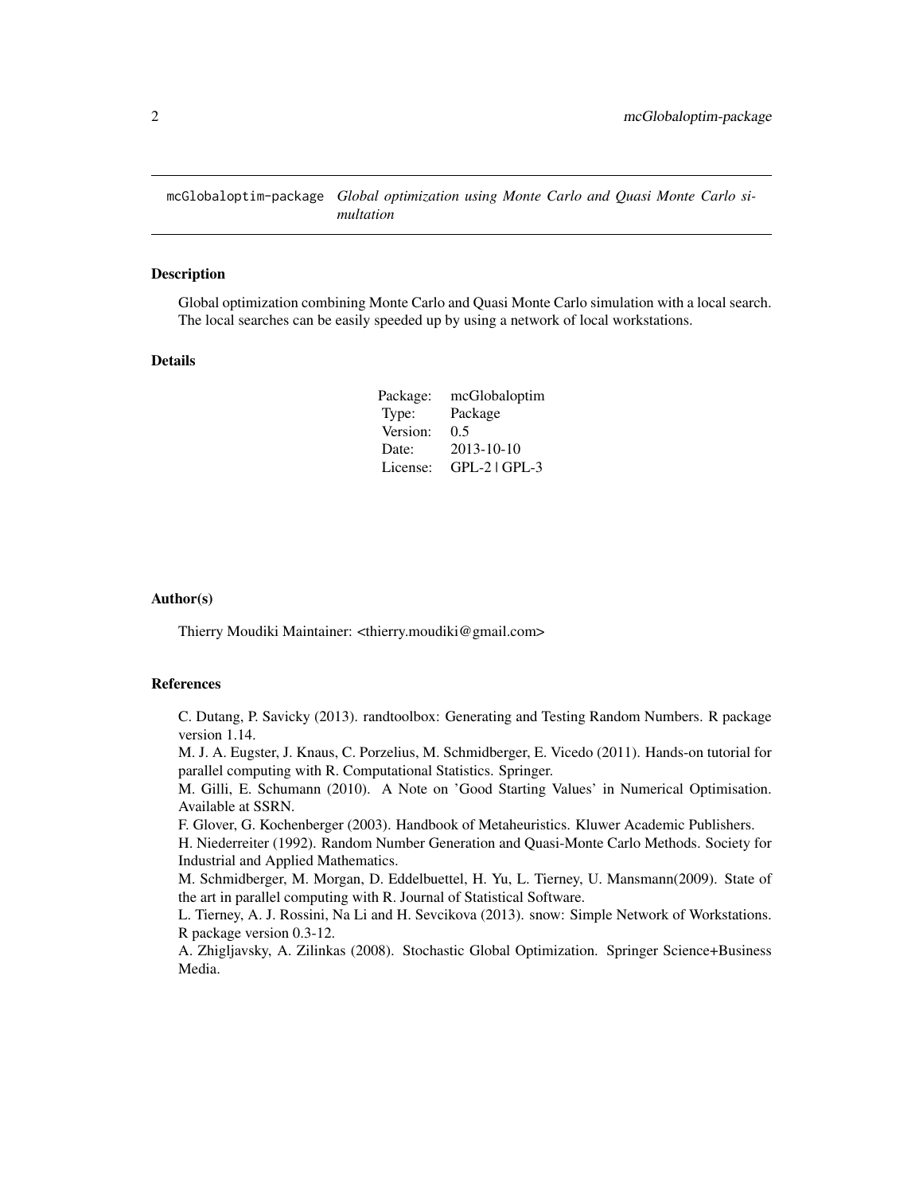# mcGlobaloptim-package *Global optimization using Monte Carlo and Quasi Monte Carlo simultation*

## Description

Global optimization combining Monte Carlo and Quasi Monte Carlo simulation with a local search. The local searches can be easily speeded up by using a network of local workstations.

## Details

| | |
|---|---|
| Package: | mcGlobaloptim |
| Type: | Package |
| Version: | 0.5 |
| Date: | 2013-10-10 |
| License: | GPL-2 \| GPL-3 |

## Author(s)

Thierry Moudiki Maintainer: <thierry.moudiki@gmail.com>

## References

C. Dutang, P. Savicky (2013). randtoolbox: Generating and Testing Random Numbers. R package version 1.14.

M. J. A. Eugster, J. Knaus, C. Porzelius, M. Schmidberger, E. Vicedo (2011). Hands-on tutorial for parallel computing with R. Computational Statistics. Springer.

M. Gilli, E. Schumann (2010). A Note on 'Good Starting Values' in Numerical Optimisation. Available at SSRN.

F. Glover, G. Kochenberger (2003). Handbook of Metaheuristics. Kluwer Academic Publishers.

H. Niederreiter (1992). Random Number Generation and Quasi-Monte Carlo Methods. Society for Industrial and Applied Mathematics.

M. Schmidberger, M. Morgan, D. Eddelbuettel, H. Yu, L. Tierney, U. Mansmann(2009). State of the art in parallel computing with R. Journal of Statistical Software.

L. Tierney, A. J. Rossini, Na Li and H. Sevcikova (2013). snow: Simple Network of Workstations. R package version 0.3-12.

A. Zhigljavsky, A. Zilinkas (2008). Stochastic Global Optimization. Springer Science+Business Media.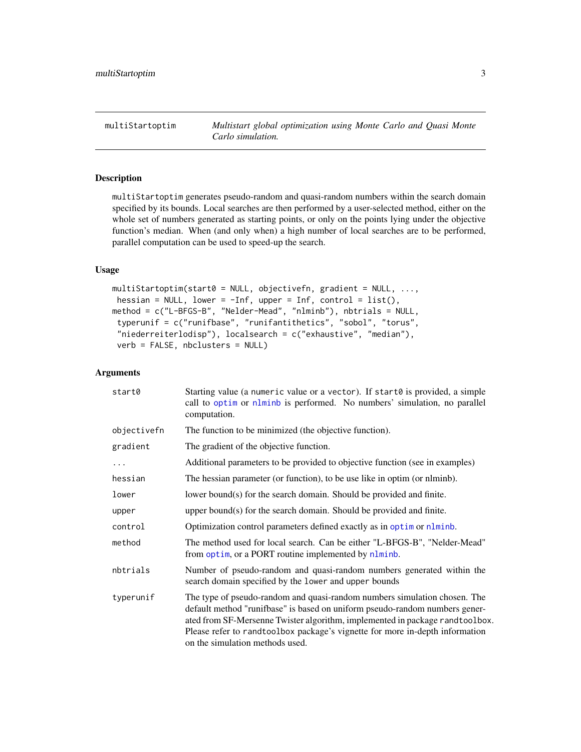multiStartoptim *Multistart global optimization using Monte Carlo and Quasi Monte Carlo simulation.*

## Description

`multiStartoptim` generates pseudo-random and quasi-random numbers within the search domain specified by its bounds. Local searches are then performed by a user-selected method, either on the whole set of numbers generated as starting points, or only on the points lying under the objective function's median. When (and only when) a high number of local searches are to be performed, parallel computation can be used to speed-up the search.

## Usage

```
multiStartoptim(start0 = NULL, objectivefn, gradient = NULL, ...,
 hessian = NULL, lower = -Inf, upper = Inf, control = list(),
method = c("L-BFGS-B", "Nelder-Mead", "nlminb"), nbtrials = NULL,
 typerunif = c("runifbase", "runifantithetics", "sobol", "torus",
 "niederreiterlodisp"), localsearch = c("exhaustive", "median"),
 verb = FALSE, nbclusters = NULL)
```

## Arguments

| | |
|---|---|
| `start0` | Starting value (a `numeric` value or a `vector`). If `start0` is provided, a simple call to `optim` or `nlminb` is performed. No numbers' simulation, no parallel computation. |
| `objectivefn` | The function to be minimized (the objective function). |
| `gradient` | The gradient of the objective function. |
| `...` | Additional parameters to be provided to objective function (see in examples) |
| `hessian` | The hessian parameter (or function), to be use like in optim (or nlminb). |
| `lower` | lower bound(s) for the search domain. Should be provided and finite. |
| `upper` | upper bound(s) for the search domain. Should be provided and finite. |
| `control` | Optimization control parameters defined exactly as in `optim` or `nlminb`. |
| `method` | The method used for local search. Can be either "L-BFGS-B", "Nelder-Mead" from `optim`, or a PORT routine implemented by `nlminb`. |
| `nbtrials` | Number of pseudo-random and quasi-random numbers generated within the search domain specified by the `lower` and `upper` bounds |
| `typerunif` | The type of pseudo-random and quasi-random numbers simulation chosen. The default method "runifbase" is based on uniform pseudo-random numbers generated from SF-Mersenne Twister algorithm, implemented in package `randtoolbox`. Please refer to `randtoolbox` package's vignette for more in-depth information on the simulation methods used. |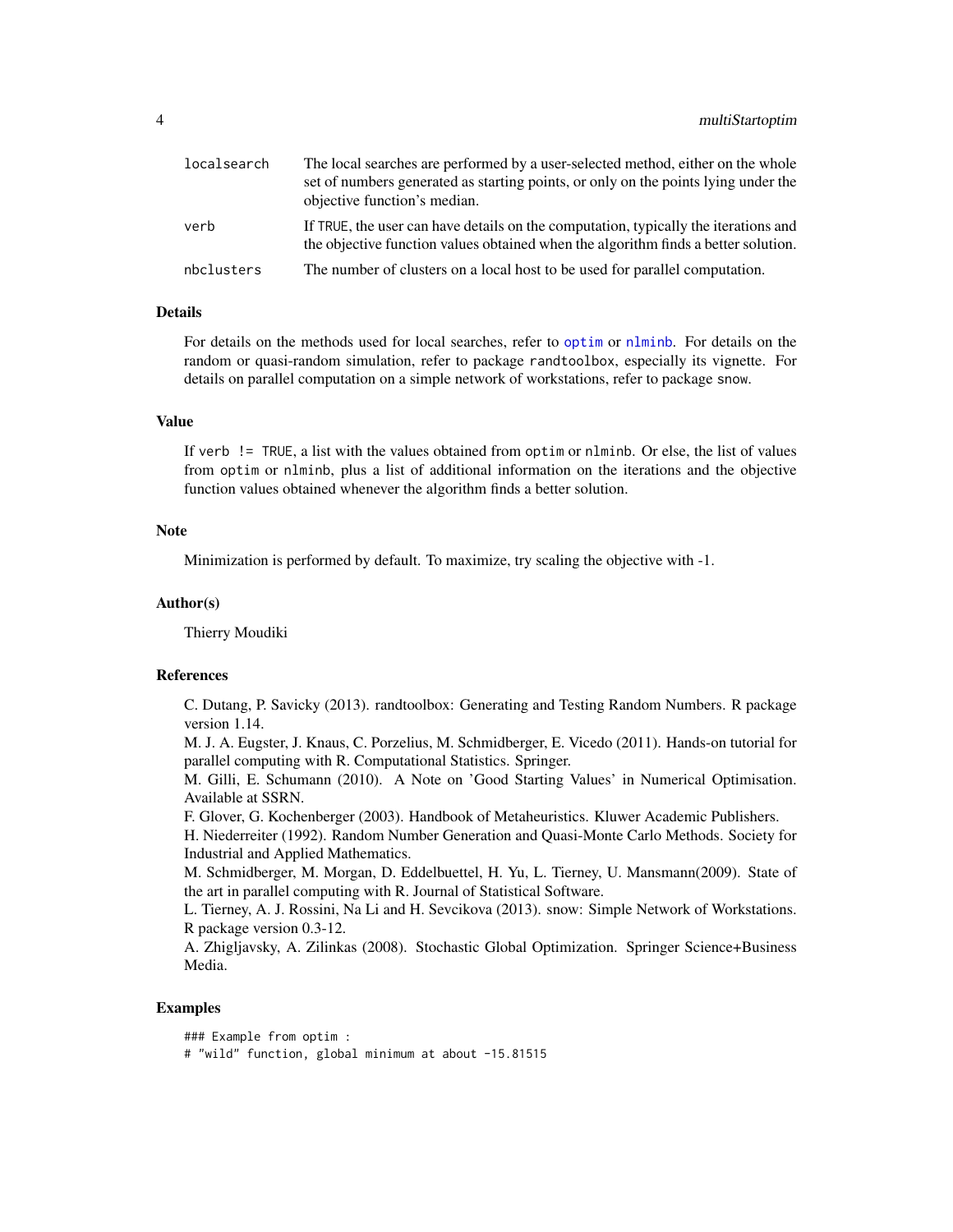| | |
|---|---|
| `localsearch` | The local searches are performed by a user-selected method, either on the whole set of numbers generated as starting points, or only on the points lying under the objective function's median. |
| `verb` | If `TRUE`, the user can have details on the computation, typically the iterations and the objective function values obtained when the algorithm finds a better solution. |
| `nbclusters` | The number of clusters on a local host to be used for parallel computation. |

## Details

For details on the methods used for local searches, refer to `optim` or `nlminb`. For details on the random or quasi-random simulation, refer to package `randtoolbox`, especially its vignette. For details on parallel computation on a simple network of workstations, refer to package `snow`.

## Value

If `verb != TRUE`, a list with the values obtained from `optim` or `nlminb`. Or else, the list of values from `optim` or `nlminb`, plus a list of additional information on the iterations and the objective function values obtained whenever the algorithm finds a better solution.

## Note

Minimization is performed by default. To maximize, try scaling the objective with -1.

## Author(s)

Thierry Moudiki

## References

C. Dutang, P. Savicky (2013). randtoolbox: Generating and Testing Random Numbers. R package version 1.14.

M. J. A. Eugster, J. Knaus, C. Porzelius, M. Schmidberger, E. Vicedo (2011). Hands-on tutorial for parallel computing with R. Computational Statistics. Springer.

M. Gilli, E. Schumann (2010). A Note on 'Good Starting Values' in Numerical Optimisation. Available at SSRN.

F. Glover, G. Kochenberger (2003). Handbook of Metaheuristics. Kluwer Academic Publishers.

H. Niederreiter (1992). Random Number Generation and Quasi-Monte Carlo Methods. Society for Industrial and Applied Mathematics.

M. Schmidberger, M. Morgan, D. Eddelbuettel, H. Yu, L. Tierney, U. Mansmann(2009). State of the art in parallel computing with R. Journal of Statistical Software.

L. Tierney, A. J. Rossini, Na Li and H. Sevcikova (2013). snow: Simple Network of Workstations. R package version 0.3-12.

A. Zhigljavsky, A. Zilinkas (2008). Stochastic Global Optimization. Springer Science+Business Media.

## Examples

```
### Example from optim :
# "wild" function, global minimum at about -15.81515
```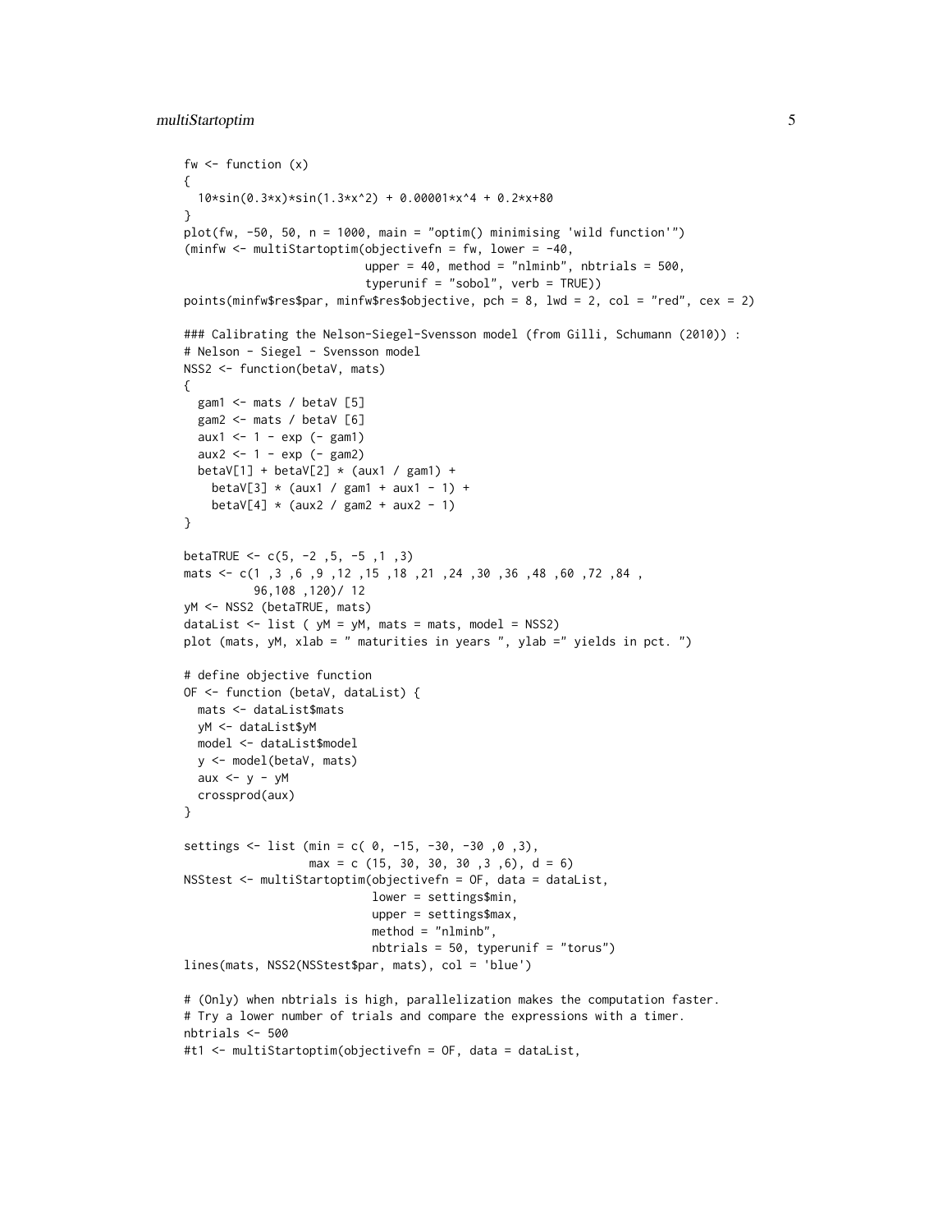```
fw <- function (x)
{
  10*sin(0.3*x)*sin(1.3*x^2) + 0.00001*x^4 + 0.2*x+80
}
plot(fw, -50, 50, n = 1000, main = "optim() minimising 'wild function'")
(minfw <- multiStartoptim(objectivefn = fw, lower = -40,
                          upper = 40, method = "nlminb", nbtrials = 500,
                          typerunif = "sobol", verb = TRUE))
points(minfw$res$par, minfw$res$objective, pch = 8, lwd = 2, col = "red", cex = 2)

### Calibrating the Nelson-Siegel-Svensson model (from Gilli, Schumann (2010)) :
# Nelson - Siegel - Svensson model
NSS2 <- function(betaV, mats)
{
  gam1 <- mats / betaV [5]
  gam2 <- mats / betaV [6]
  aux1 <- 1 - exp (- gam1)
  aux2 <- 1 - exp (- gam2)
  betaV[1] + betaV[2] * (aux1 / gam1) +
    betaV[3] * (aux1 / gam1 + aux1 - 1) +
    betaV[4] * (aux2 / gam2 + aux2 - 1)
}

betaTRUE <- c(5, -2 ,5, -5 ,1 ,3)
mats <- c(1 ,3 ,6 ,9 ,12 ,15 ,18 ,21 ,24 ,30 ,36 ,48 ,60 ,72 ,84 ,
          96,108 ,120)/ 12
yM <- NSS2 (betaTRUE, mats)
dataList <- list ( yM = yM, mats = mats, model = NSS2)
plot (mats, yM, xlab = " maturities in years ", ylab =" yields in pct. ")

# define objective function
OF <- function (betaV, dataList) {
  mats <- dataList$mats
  yM <- dataList$yM
  model <- dataList$model
  y <- model(betaV, mats)
  aux <- y - yM
  crossprod(aux)
}

settings <- list (min = c( 0, -15, -30, -30 ,0 ,3),
                  max = c (15, 30, 30, 30 ,3 ,6), d = 6)
NSStest <- multiStartoptim(objectivefn = OF, data = dataList,
                           lower = settings$min,
                           upper = settings$max,
                           method = "nlminb",
                           nbtrials = 50, typerunif = "torus")
lines(mats, NSS2(NSStest$par, mats), col = 'blue')

# (Only) when nbtrials is high, parallelization makes the computation faster.
# Try a lower number of trials and compare the expressions with a timer.
nbtrials <- 500
#t1 <- multiStartoptim(objectivefn = OF, data = dataList,
```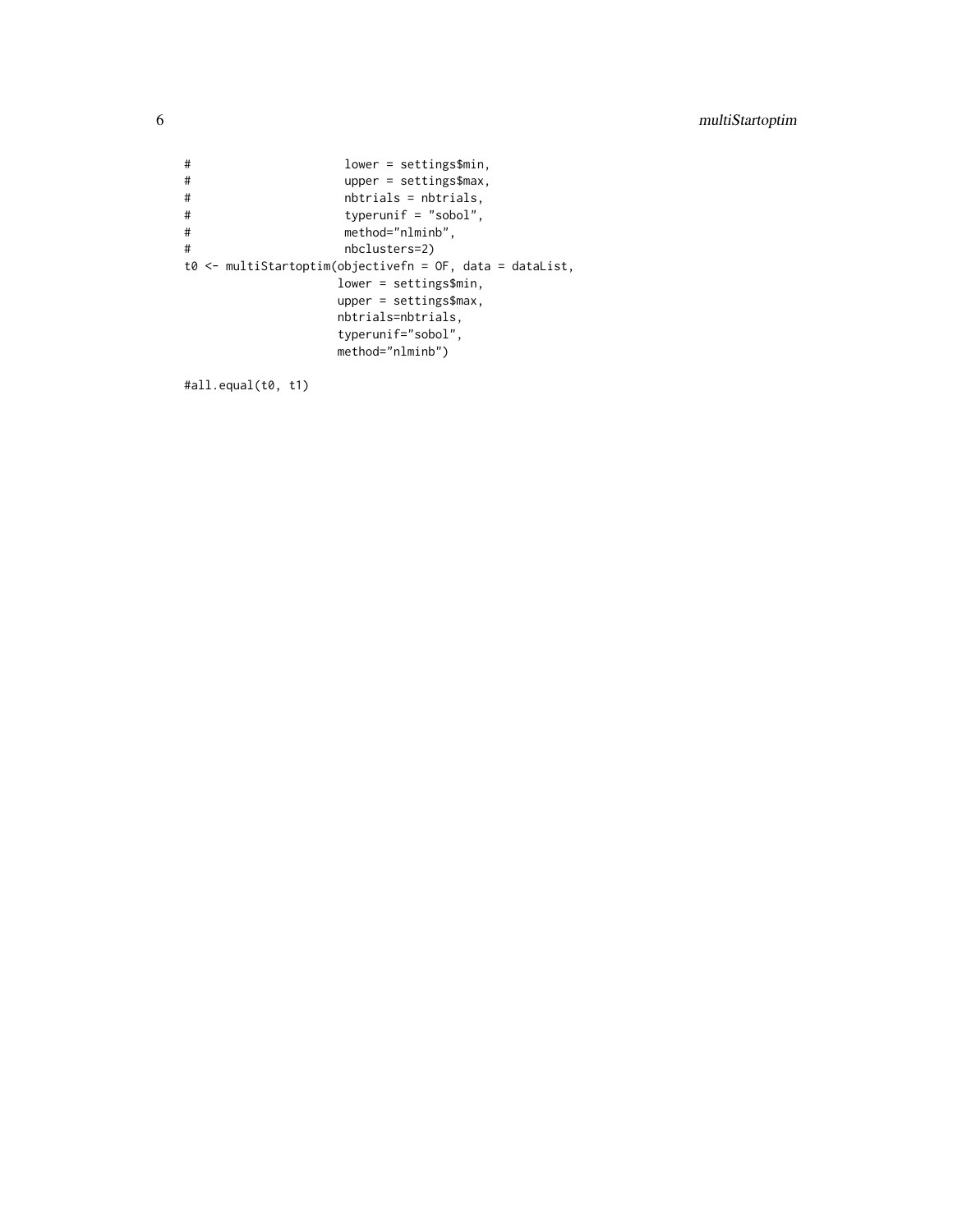```
#                      lower = settings$min,
#                      upper = settings$max,
#                      nbtrials = nbtrials,
#                      typerunif = "sobol",
#                      method="nlminb",
#                      nbclusters=2)
t0 <- multiStartoptim(objectivefn = OF, data = dataList,
                     lower = settings$min,
                     upper = settings$max,
                     nbtrials=nbtrials,
                     typerunif="sobol",
                     method="nlminb")

#all.equal(t0, t1)
```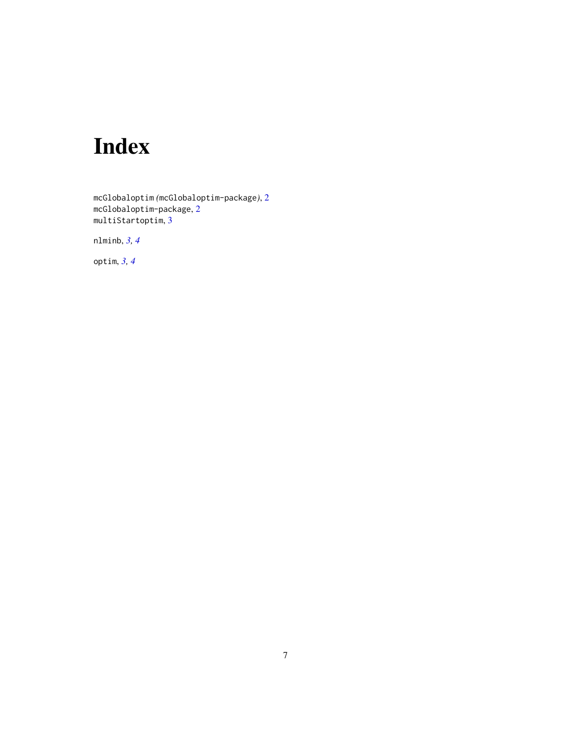# Index

mcGlobaloptim (mcGlobaloptim-package), 2
mcGlobaloptim-package, 2
multiStartoptim, 3

nlminb, *3, 4*

optim, *3, 4*